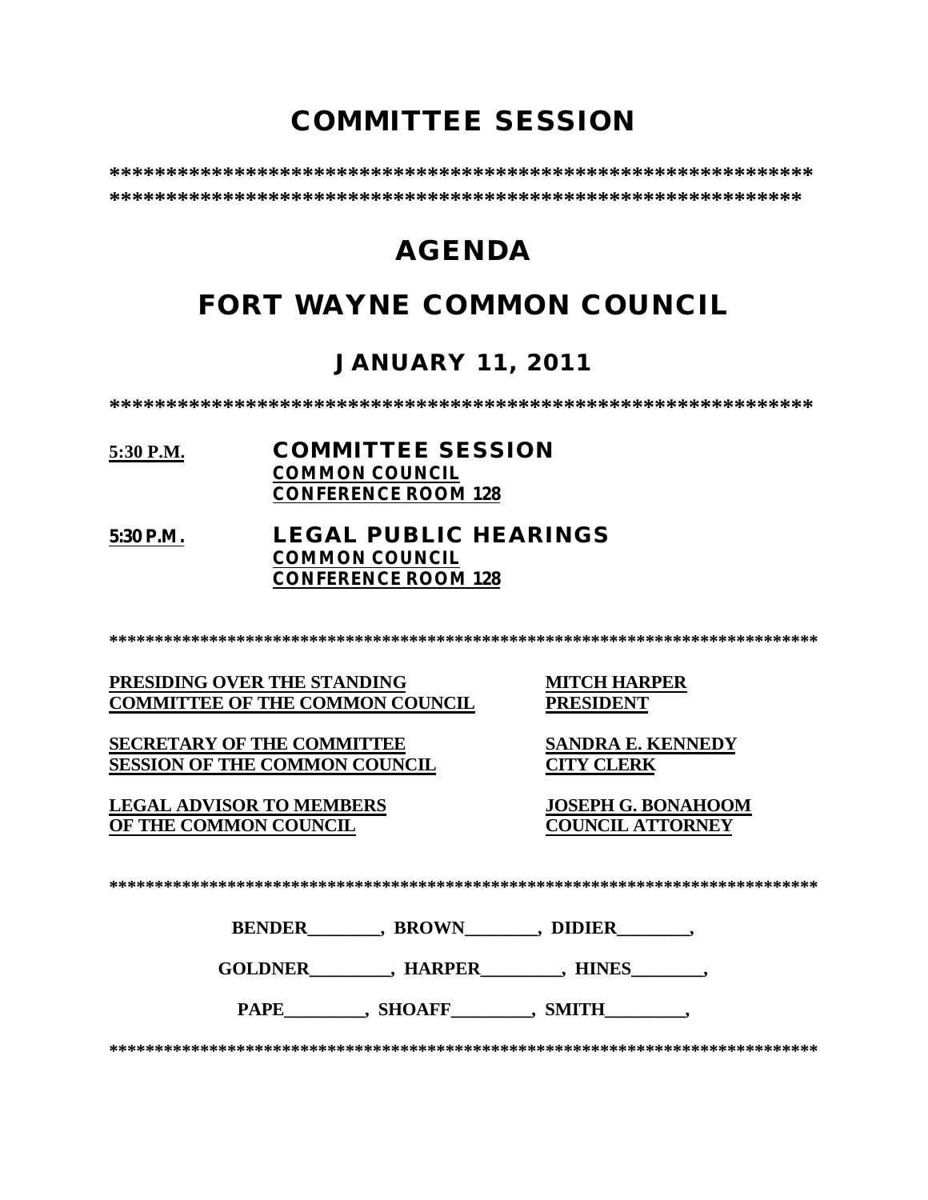# COMMITTEE SESSION

*************************************************************
*************************************************************

# AGENDA

# FORT WAYNE COMMON COUNCIL

## JANUARY 11, 2011

*************************************************************

**5:30 P.M.** **COMMITTEE SESSION**
**COMMON COUNCIL**
**CONFERENCE ROOM 128**

**5:30 P.M.** **LEGAL PUBLIC HEARINGS**
**COMMON COUNCIL**
**CONFERENCE ROOM 128**

*****************************************************************************

| | |
|---|---|
| **PRESIDING OVER THE STANDING COMMITTEE OF THE COMMON COUNCIL** | **MITCH HARPER PRESIDENT** |
| **SECRETARY OF THE COMMITTEE SESSION OF THE COMMON COUNCIL** | **SANDRA E. KENNEDY CITY CLERK** |
| **LEGAL ADVISOR TO MEMBERS OF THE COMMON COUNCIL** | **JOSEPH G. BONAHOOM COUNCIL ATTORNEY** |

*****************************************************************************

**BENDER________, BROWN________, DIDIER________,**

**GOLDNER_________, HARPER_________, HINES________,**

**PAPE_________, SHOAFF_________, SMITH_________,**

*****************************************************************************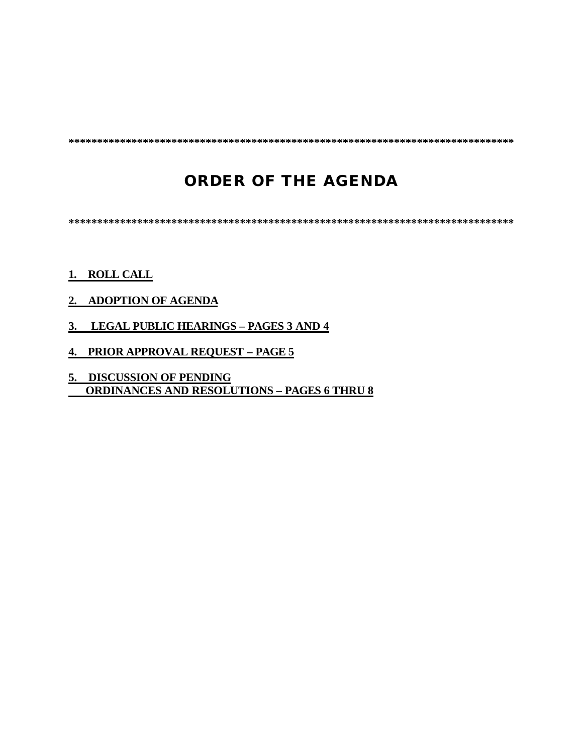********************************************************************************

# ORDER OF THE AGENDA

********************************************************************************

**1. ROLL CALL**

**2. ADOPTION OF AGENDA**

**3. LEGAL PUBLIC HEARINGS – PAGES 3 AND 4**

**4. PRIOR APPROVAL REQUEST – PAGE 5**

**5. DISCUSSION OF PENDING ORDINANCES AND RESOLUTIONS – PAGES 6 THRU 8**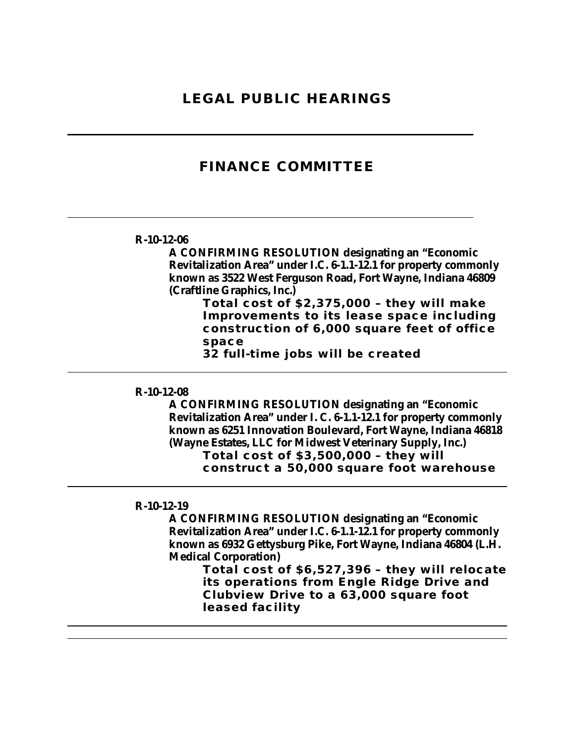# LEGAL PUBLIC HEARINGS

---

## FINANCE COMMITTEE

---

**R-10-12-06**

**A CONFIRMING RESOLUTION designating an "Economic Revitalization Area" under I.C. 6-1.1-12.1 for property commonly known as 3522 West Ferguson Road, Fort Wayne, Indiana 46809 (Craftline Graphics, Inc.)**

**Total cost of $2,375,000 – they will make Improvements to its lease space including construction of 6,000 square feet of office space**

**32 full-time jobs will be created**

---

**R-10-12-08**

**A CONFIRMING RESOLUTION designating an "Economic Revitalization Area" under I. C. 6-1.1-12.1 for property commonly known as 6251 Innovation Boulevard, Fort Wayne, Indiana 46818 (Wayne Estates, LLC for Midwest Veterinary Supply, Inc.)**

**Total cost of $3,500,000 – they will construct a 50,000 square foot warehouse**

---

**R-10-12-19**

**A CONFIRMING RESOLUTION designating an "Economic Revitalization Area" under I.C. 6-1.1-12.1 for property commonly known as 6932 Gettysburg Pike, Fort Wayne, Indiana 46804 (L.H. Medical Corporation)**

**Total cost of $6,527,396 – they will relocate its operations from Engle Ridge Drive and Clubview Drive to a 63,000 square foot leased facility**

---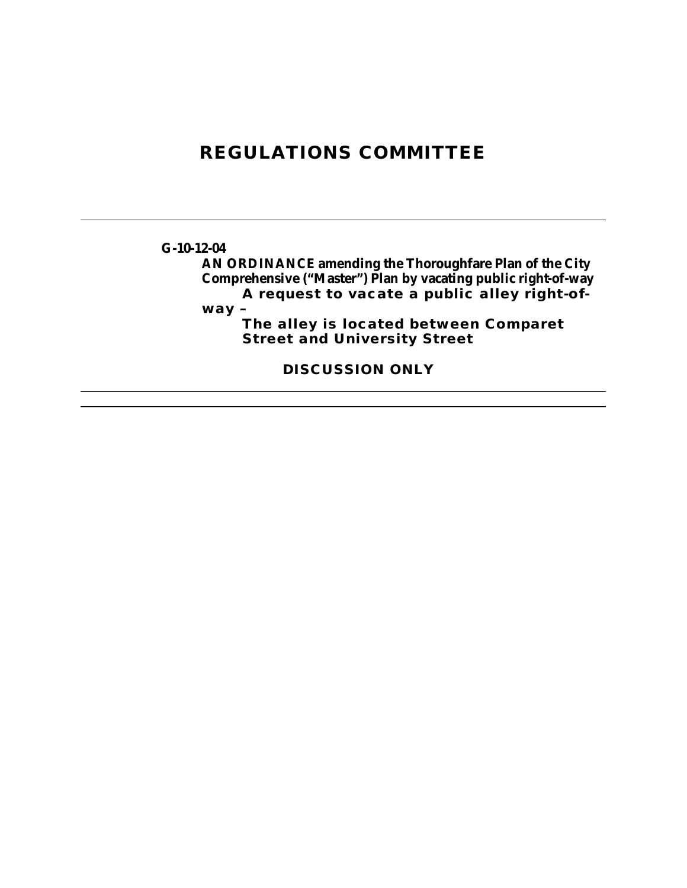# REGULATIONS COMMITTEE

---

**G-10-12-04**

**AN ORDINANCE amending the Thoroughfare Plan of the City Comprehensive ("Master") Plan by vacating public right-of-way**

**A request to vacate a public alley right-of-way –**

**The alley is located between Comparet Street and University Street**

**DISCUSSION ONLY**

---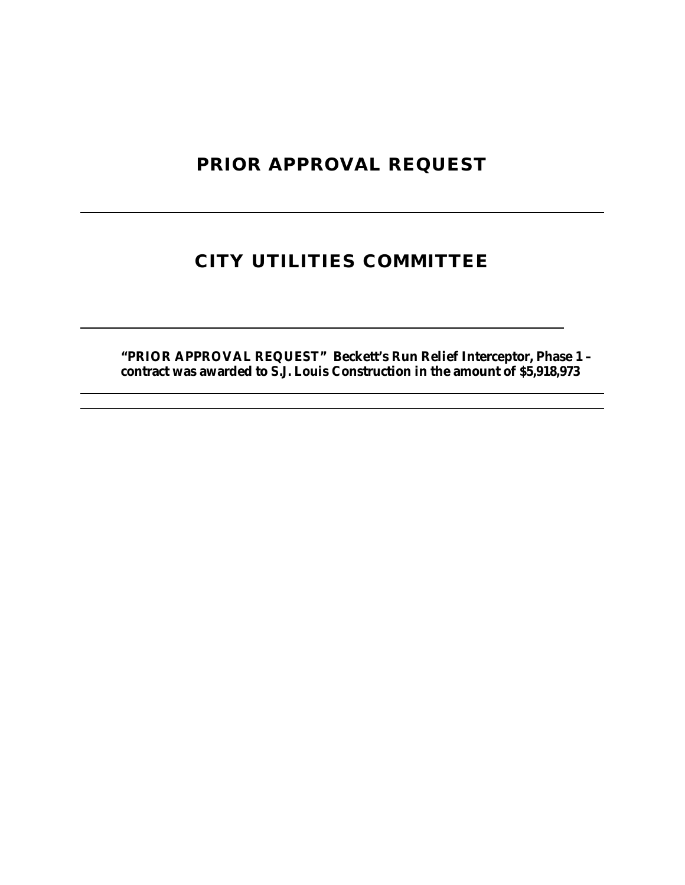# PRIOR APPROVAL REQUEST

---

# CITY UTILITIES COMMITTEE

---

**"PRIOR APPROVAL REQUEST" Beckett's Run Relief Interceptor, Phase 1 – contract was awarded to S.J. Louis Construction in the amount of $5,918,973**

---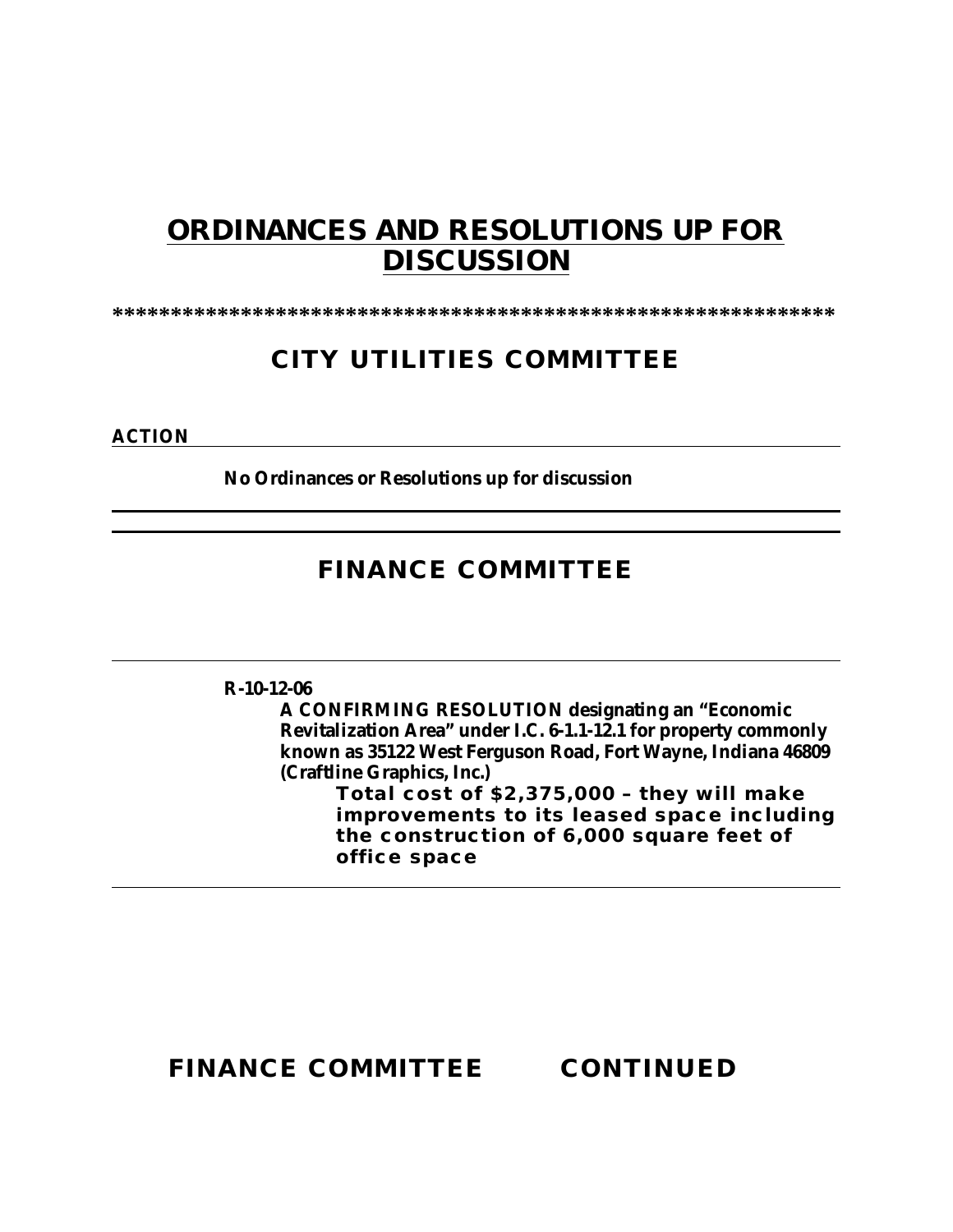# ORDINANCES AND RESOLUTIONS UP FOR DISCUSSION

\*\*\*\*\*\*\*\*\*\*\*\*\*\*\*\*\*\*\*\*\*\*\*\*\*\*\*\*\*\*\*\*\*\*\*\*\*\*\*\*\*\*\*\*\*\*\*\*\*\*\*\*\*\*\*\*\*\*\*\*\*\*\*\*\*

## CITY UTILITIES COMMITTEE

**ACTION**

**No Ordinances or Resolutions up for discussion**

---

## FINANCE COMMITTEE

---

**R-10-12-06**

**A CONFIRMING RESOLUTION designating an "Economic Revitalization Area" under I.C. 6-1.1-12.1 for property commonly known as 35122 West Ferguson Road, Fort Wayne, Indiana 46809 (Craftline Graphics, Inc.)**

**Total cost of $2,375,000 – they will make improvements to its leased space including the construction of 6,000 square feet of office space**

---

## FINANCE COMMITTEE CONTINUED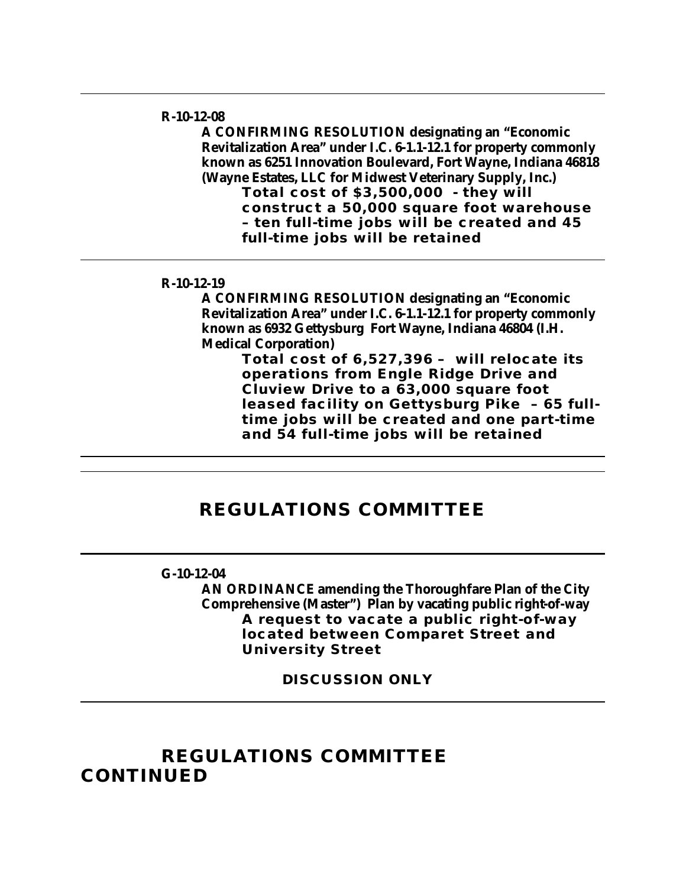---

**R-10-12-08**

**A CONFIRMING RESOLUTION designating an "Economic Revitalization Area" under I.C. 6-1.1-12.1 for property commonly known as 6251 Innovation Boulevard, Fort Wayne, Indiana 46818 (Wayne Estates, LLC for Midwest Veterinary Supply, Inc.)**

**Total cost of $3,500,000 - they will construct a 50,000 square foot warehouse – ten full-time jobs will be created and 45 full-time jobs will be retained**

---

**R-10-12-19**

**A CONFIRMING RESOLUTION designating an "Economic Revitalization Area" under I.C. 6-1.1-12.1 for property commonly known as 6932 Gettysburg Fort Wayne, Indiana 46804 (I.H. Medical Corporation)**

**Total cost of 6,527,396 – will relocate its operations from Engle Ridge Drive and Cluview Drive to a 63,000 square foot leased facility on Gettysburg Pike – 65 full-time jobs will be created and one part-time and 54 full-time jobs will be retained**

---

## REGULATIONS COMMITTEE

---

**G-10-12-04**

**AN ORDINANCE amending the Thoroughfare Plan of the City Comprehensive (Master") Plan by vacating public right-of-way**

**A request to vacate a public right-of-way located between Comparet Street and University Street**

**DISCUSSION ONLY**

---

## REGULATIONS COMMITTEE CONTINUED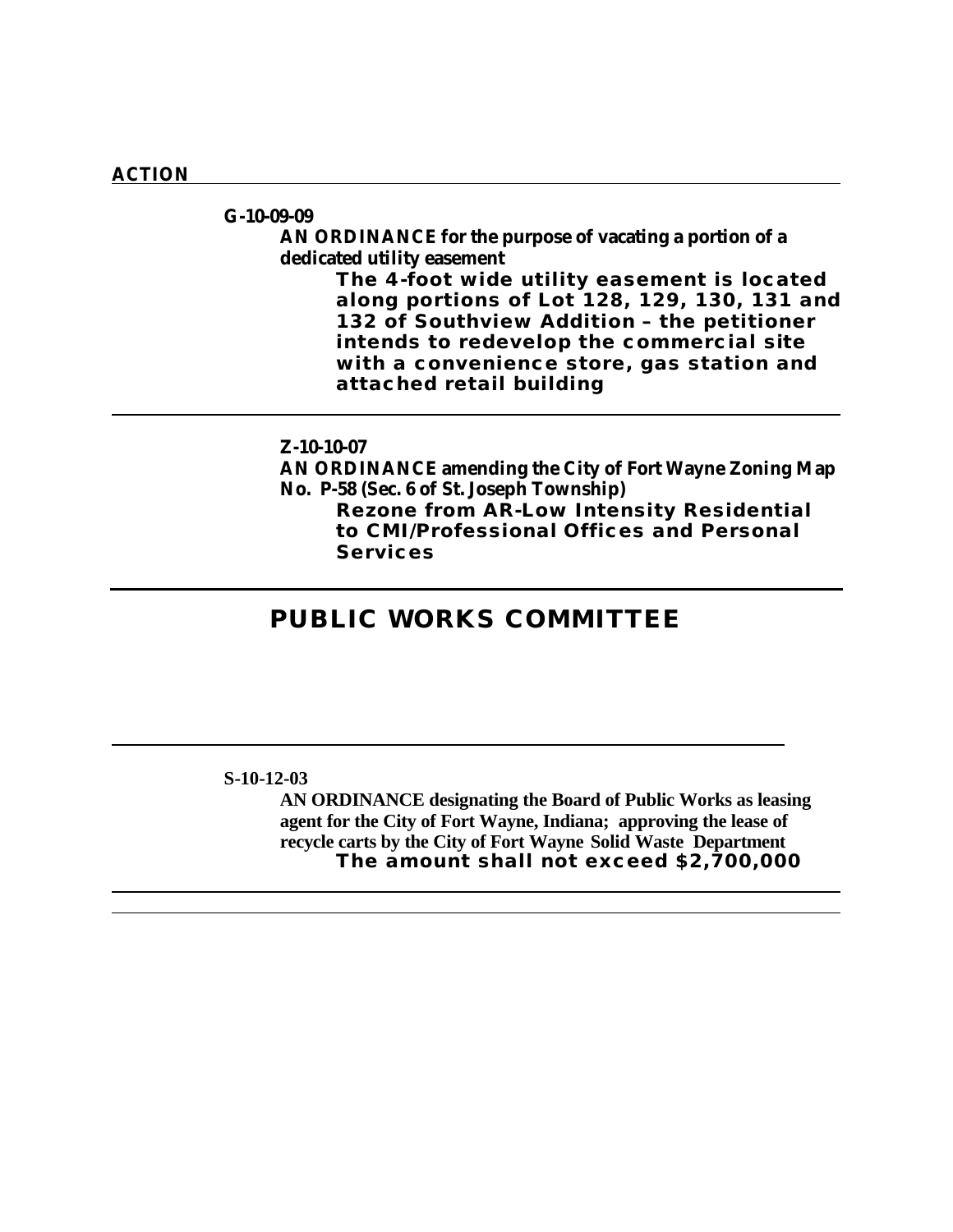**ACTION**

---

**G-10-09-09**

**AN ORDINANCE for the purpose of vacating a portion of a dedicated utility easement**

**The 4-foot wide utility easement is located along portions of Lot 128, 129, 130, 131 and 132 of Southview Addition – the petitioner intends to redevelop the commercial site with a convenience store, gas station and attached retail building**

---

**Z-10-10-07**

**AN ORDINANCE amending the City of Fort Wayne Zoning Map No. P-58 (Sec. 6 of St. Joseph Township)**

**Rezone from AR-Low Intensity Residential to CMI/Professional Offices and Personal Services**

---

## PUBLIC WORKS COMMITTEE

---

**S-10-12-03**

**AN ORDINANCE designating the Board of Public Works as leasing agent for the City of Fort Wayne, Indiana; approving the lease of recycle carts by the City of Fort Wayne Solid Waste Department**

**The amount shall not exceed $2,700,000**

---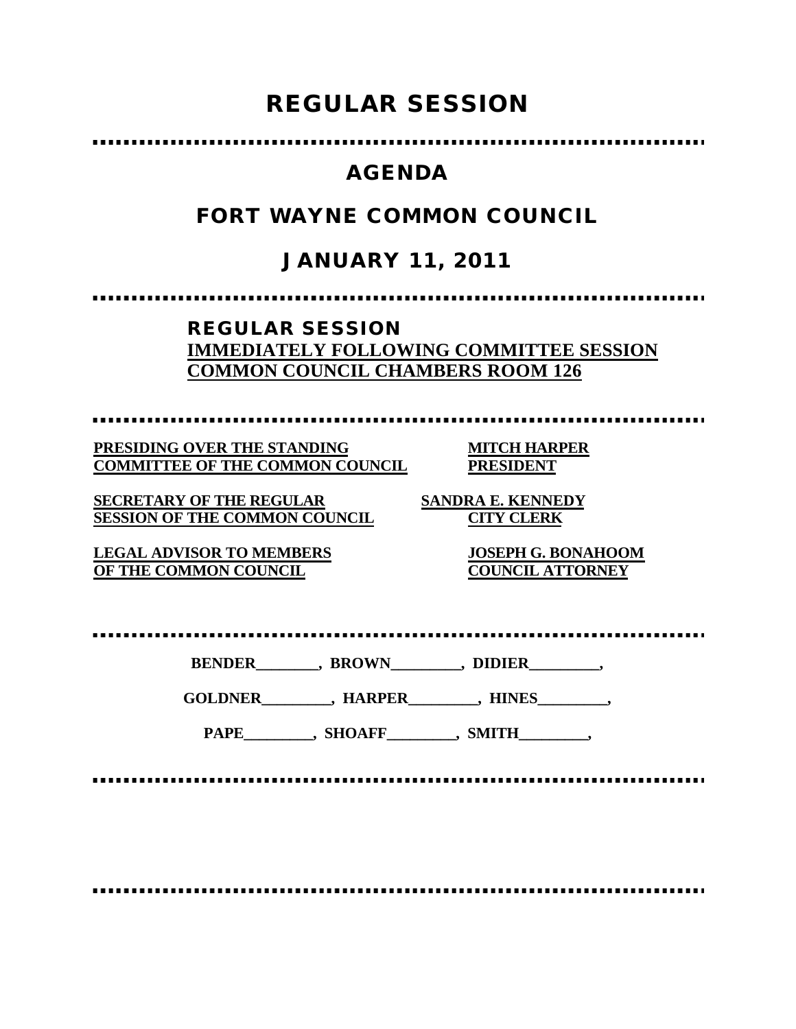# REGULAR SESSION

## AGENDA

## FORT WAYNE COMMON COUNCIL

## JANUARY 11, 2011

**REGULAR SESSION**
**IMMEDIATELY FOLLOWING COMMITTEE SESSION**
**COMMON COUNCIL CHAMBERS ROOM 126**

| | |
|---|---|
| **PRESIDING OVER THE STANDING COMMITTEE OF THE COMMON COUNCIL** | **MITCH HARPER PRESIDENT** |
| **SECRETARY OF THE REGULAR SESSION OF THE COMMON COUNCIL** | **SANDRA E. KENNEDY CITY CLERK** |
| **LEGAL ADVISOR TO MEMBERS OF THE COMMON COUNCIL** | **JOSEPH G. BONAHOOM COUNCIL ATTORNEY** |

**BENDER________, BROWN_________, DIDIER_________,**

**GOLDNER_________, HARPER_________, HINES_________,**

**PAPE_________, SHOAFF_________, SMITH_________,**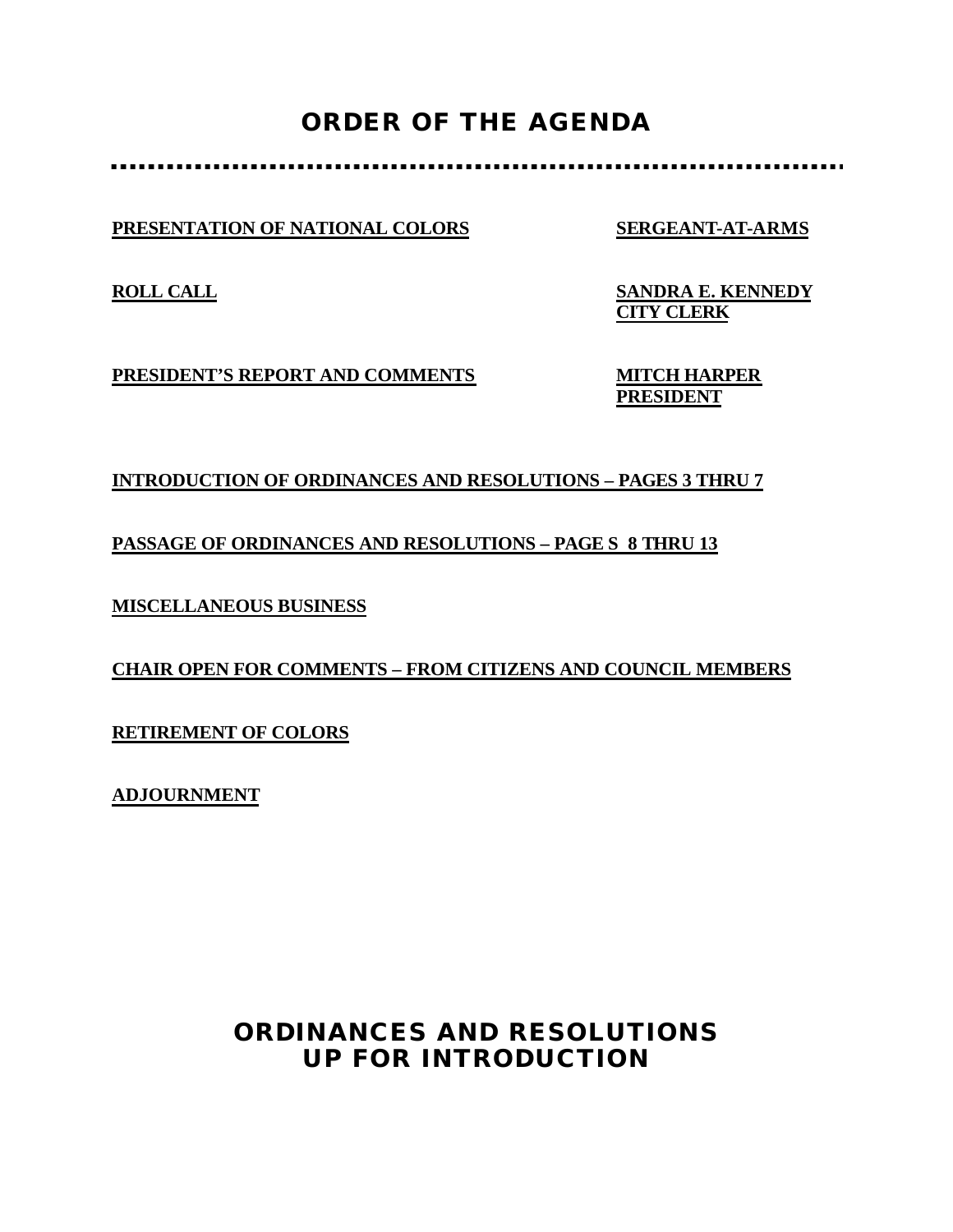# ORDER OF THE AGENDA

---

**PRESENTATION OF NATIONAL COLORS** — **SERGEANT-AT-ARMS**

**ROLL CALL** — **SANDRA E. KENNEDY**
**CITY CLERK**

**PRESIDENT'S REPORT AND COMMENTS** — **MITCH HARPER**
**PRESIDENT**

**INTRODUCTION OF ORDINANCES AND RESOLUTIONS – PAGES 3 THRU 7**

**PASSAGE OF ORDINANCES AND RESOLUTIONS – PAGE S 8 THRU 13**

**MISCELLANEOUS BUSINESS**

**CHAIR OPEN FOR COMMENTS – FROM CITIZENS AND COUNCIL MEMBERS**

**RETIREMENT OF COLORS**

**ADJOURNMENT**

# ORDINANCES AND RESOLUTIONS UP FOR INTRODUCTION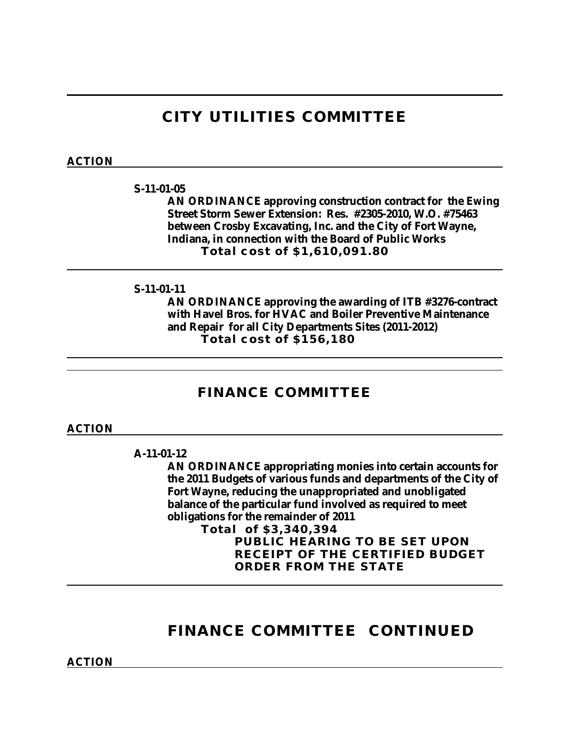## CITY UTILITIES COMMITTEE

**ACTION**

**S-11-01-05**

**AN ORDINANCE approving construction contract for the Ewing Street Storm Sewer Extension: Res. #2305-2010, W.O. #75463 between Crosby Excavating, Inc. and the City of Fort Wayne, Indiana, in connection with the Board of Public Works**

**Total cost of $1,610,091.80**

---

**S-11-01-11**

**AN ORDINANCE approving the awarding of ITB #3276-contract with Havel Bros. for HVAC and Boiler Preventive Maintenance and Repair for all City Departments Sites (2011-2012)**

**Total cost of $156,180**

---

## FINANCE COMMITTEE

**ACTION**

**A-11-01-12**

**AN ORDINANCE appropriating monies into certain accounts for the 2011 Budgets of various funds and departments of the City of Fort Wayne, reducing the unappropriated and unobligated balance of the particular fund involved as required to meet obligations for the remainder of 2011**

**Total of $3,340,394**

**PUBLIC HEARING TO BE SET UPON RECEIPT OF THE CERTIFIED BUDGET ORDER FROM THE STATE**

---

## FINANCE COMMITTEE CONTINUED

**ACTION**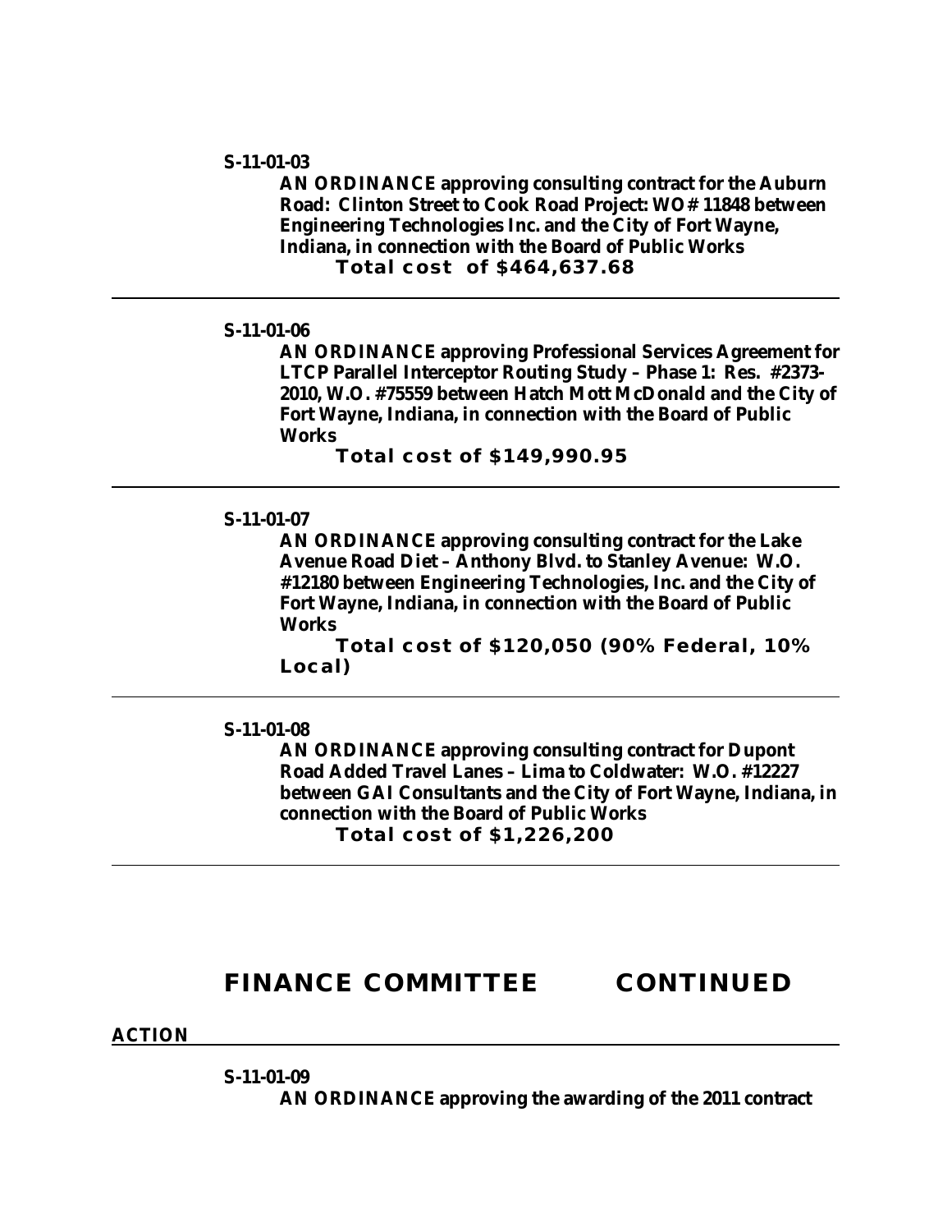**S-11-01-03**

**AN ORDINANCE approving consulting contract for the Auburn Road: Clinton Street to Cook Road Project: WO# 11848 between Engineering Technologies Inc. and the City of Fort Wayne, Indiana, in connection with the Board of Public Works**

**Total cost of $464,637.68**

---

**S-11-01-06**

**AN ORDINANCE approving Professional Services Agreement for LTCP Parallel Interceptor Routing Study – Phase 1: Res. #2373-2010, W.O. #75559 between Hatch Mott McDonald and the City of Fort Wayne, Indiana, in connection with the Board of Public Works**

**Total cost of $149,990.95**

---

**S-11-01-07**

**AN ORDINANCE approving consulting contract for the Lake Avenue Road Diet – Anthony Blvd. to Stanley Avenue: W.O. #12180 between Engineering Technologies, Inc. and the City of Fort Wayne, Indiana, in connection with the Board of Public Works**

**Total cost of $120,050 (90% Federal, 10% Local)**

---

**S-11-01-08**

**AN ORDINANCE approving consulting contract for Dupont Road Added Travel Lanes – Lima to Coldwater: W.O. #12227 between GAI Consultants and the City of Fort Wayne, Indiana, in connection with the Board of Public Works**

**Total cost of $1,226,200**

---

## FINANCE COMMITTEE CONTINUED

**ACTION**

---

**S-11-01-09**

**AN ORDINANCE approving the awarding of the 2011 contract**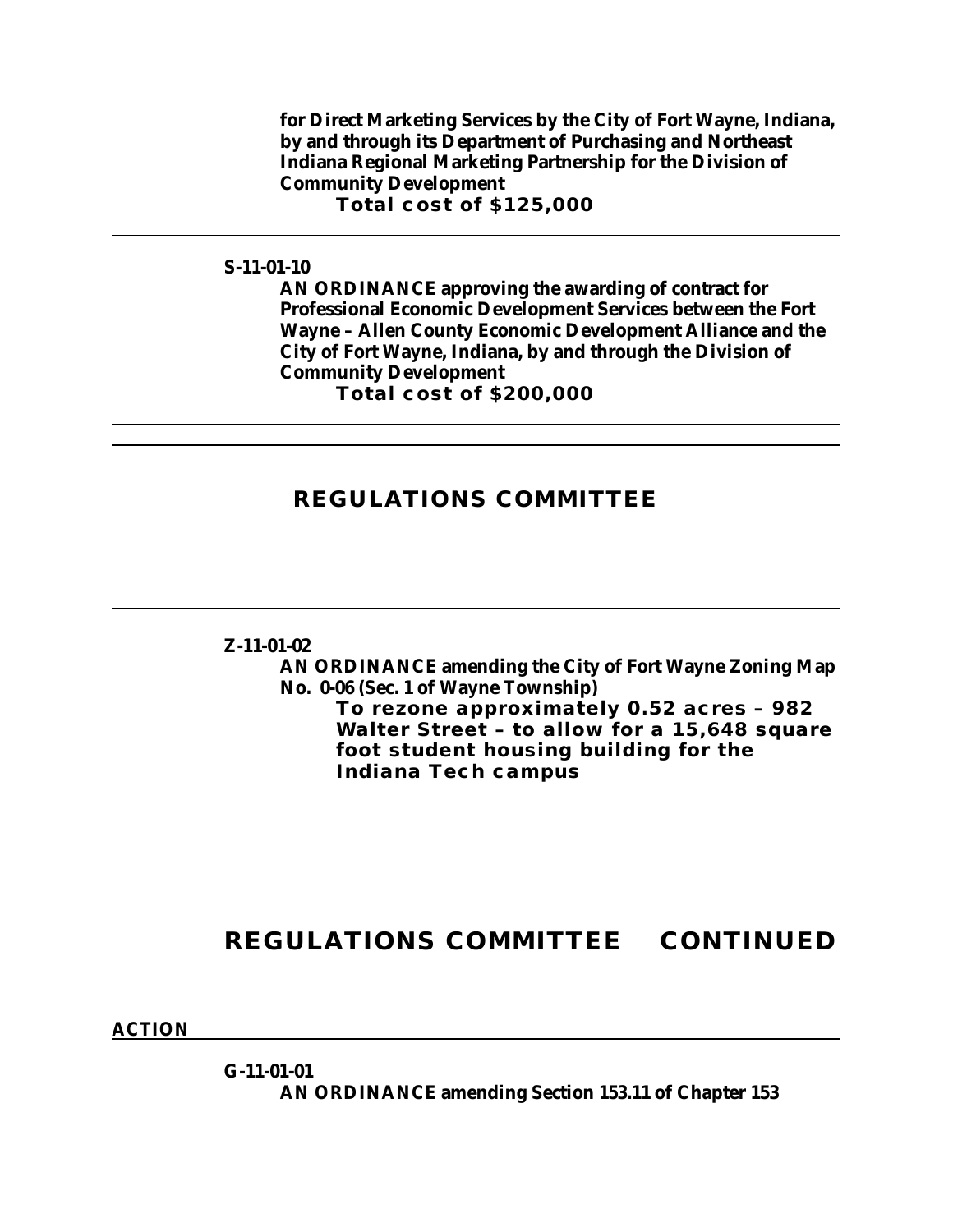**for Direct Marketing Services by the City of Fort Wayne, Indiana, by and through its Department of Purchasing and Northeast Indiana Regional Marketing Partnership for the Division of Community Development**

**Total cost of $125,000**

---

**S-11-01-10**

**AN ORDINANCE approving the awarding of contract for Professional Economic Development Services between the Fort Wayne – Allen County Economic Development Alliance and the City of Fort Wayne, Indiana, by and through the Division of Community Development**

**Total cost of $200,000**

---

## REGULATIONS COMMITTEE

---

**Z-11-01-02**

**AN ORDINANCE amending the City of Fort Wayne Zoning Map No. 0-06 (Sec. 1 of Wayne Township)**

**To rezone approximately 0.52 acres – 982 Walter Street – to allow for a 15,648 square foot student housing building for the Indiana Tech campus**

---

## REGULATIONS COMMITTEE CONTINUED

**ACTION**

**G-11-01-01**

**AN ORDINANCE amending Section 153.11 of Chapter 153**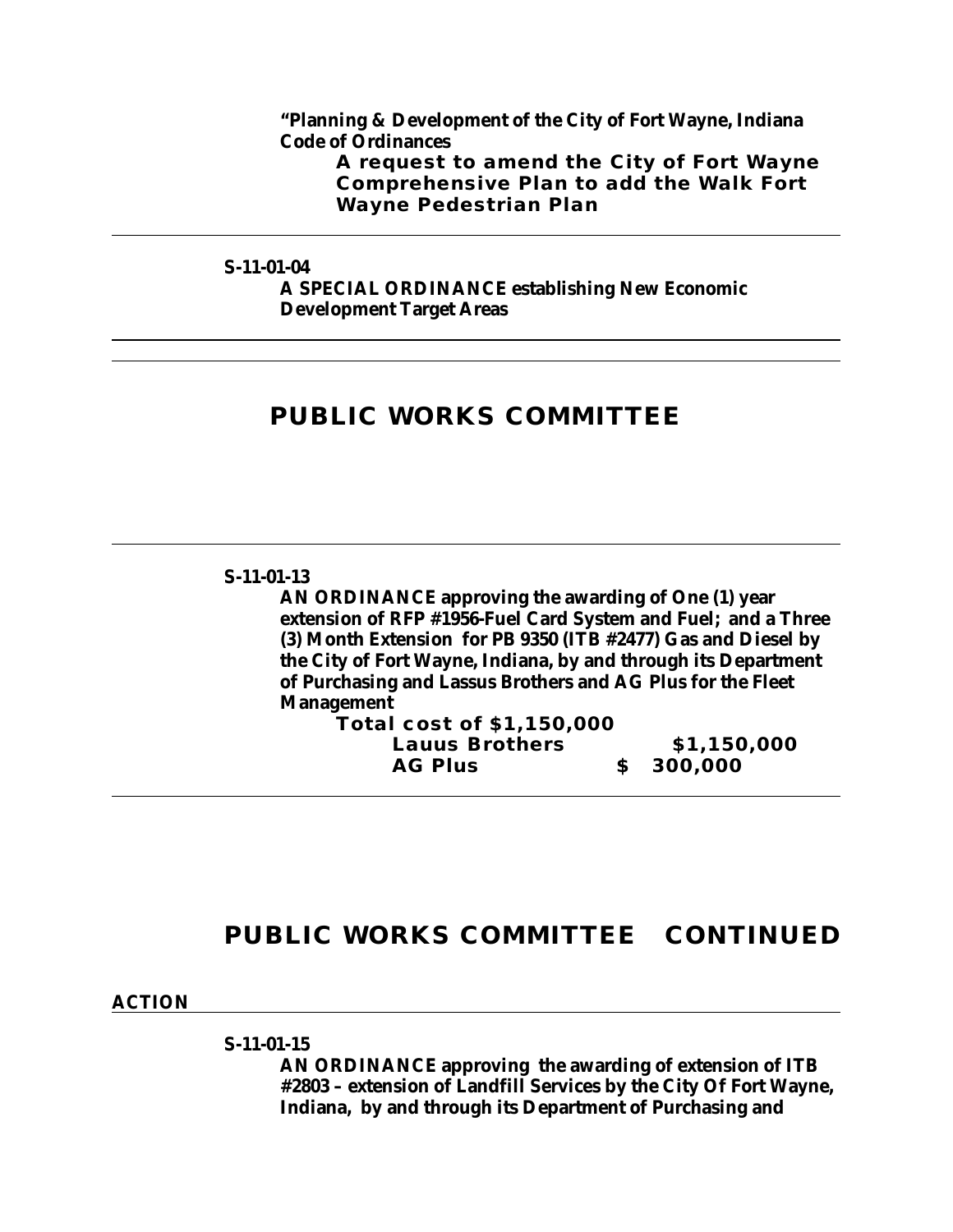**"Planning & Development of the City of Fort Wayne, Indiana Code of Ordinances**

**A request to amend the City of Fort Wayne Comprehensive Plan to add the Walk Fort Wayne Pedestrian Plan**

---

**S-11-01-04**

**A SPECIAL ORDINANCE establishing New Economic Development Target Areas**

---

---

## PUBLIC WORKS COMMITTEE

---

**S-11-01-13**

**AN ORDINANCE approving the awarding of One (1) year extension of RFP #1956-Fuel Card System and Fuel; and a Three (3) Month Extension for PB 9350 (ITB #2477) Gas and Diesel by the City of Fort Wayne, Indiana, by and through its Department of Purchasing and Lassus Brothers and AG Plus for the Fleet Management**

**Total cost of $1,150,000**

| | |
|---|---|
| **Lauus Brothers** | **$1,150,000** |
| **AG Plus** | **$ 300,000** |

---

## PUBLIC WORKS COMMITTEE CONTINUED

**ACTION**

---

**S-11-01-15**

**AN ORDINANCE approving the awarding of extension of ITB #2803 – extension of Landfill Services by the City Of Fort Wayne, Indiana, by and through its Department of Purchasing and**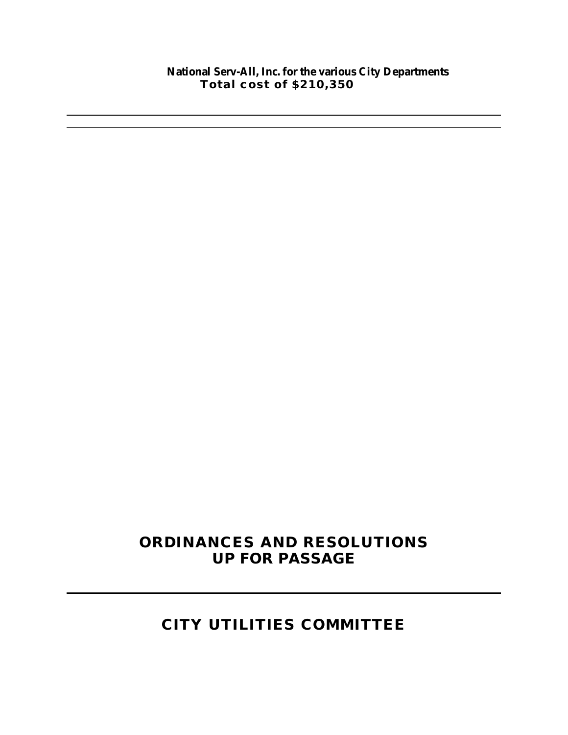**National Serv-All, Inc. for the various City Departments**
**Total cost of $210,350**

---

---

## ORDINANCES AND RESOLUTIONS UP FOR PASSAGE

---

## CITY UTILITIES COMMITTEE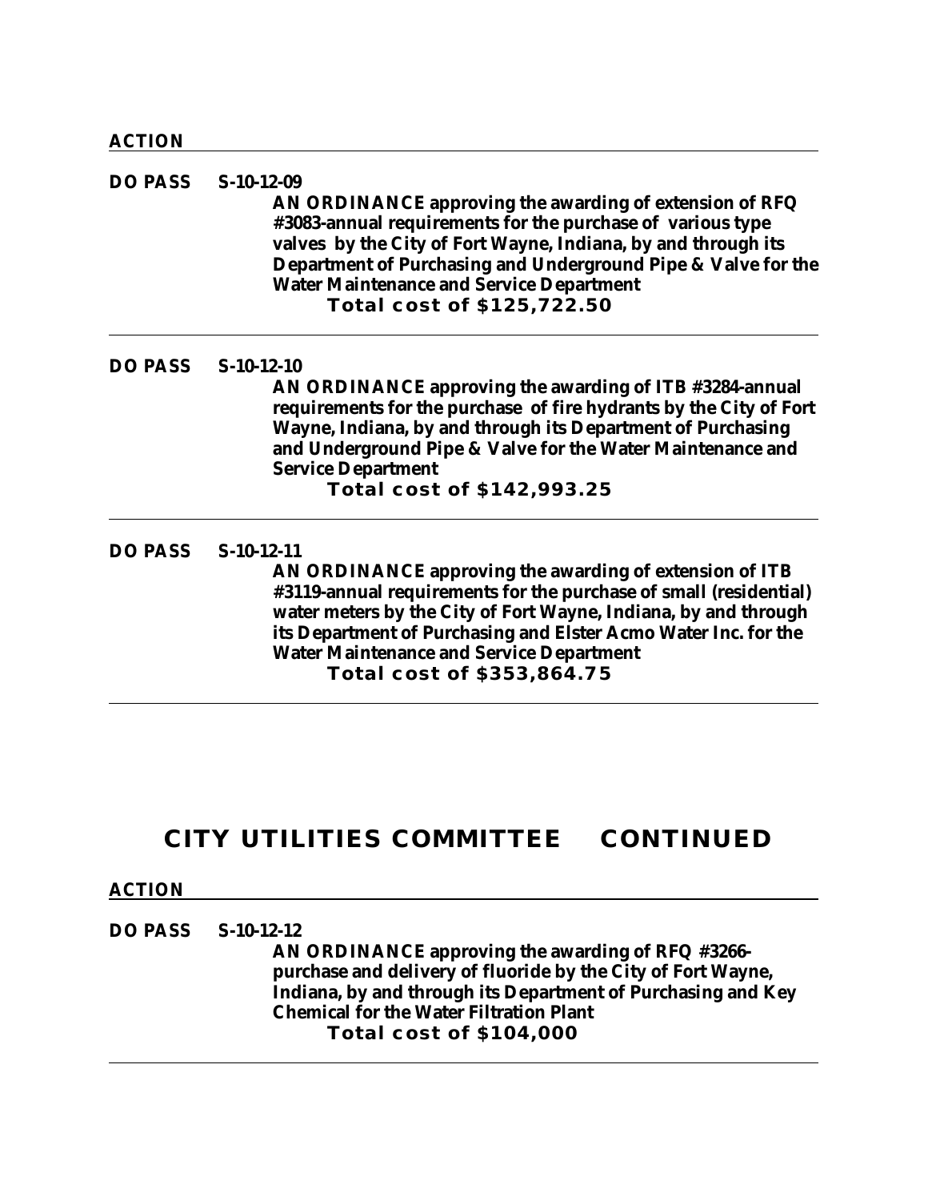**ACTION**

**DO PASS** **S-10-12-09**

**AN ORDINANCE approving the awarding of extension of RFQ #3083-annual requirements for the purchase of various type valves by the City of Fort Wayne, Indiana, by and through its Department of Purchasing and Underground Pipe & Valve for the Water Maintenance and Service Department**

**Total cost of $125,722.50**

---

**DO PASS** **S-10-12-10**

**AN ORDINANCE approving the awarding of ITB #3284-annual requirements for the purchase of fire hydrants by the City of Fort Wayne, Indiana, by and through its Department of Purchasing and Underground Pipe & Valve for the Water Maintenance and Service Department**

**Total cost of $142,993.25**

---

**DO PASS** **S-10-12-11**

**AN ORDINANCE approving the awarding of extension of ITB #3119-annual requirements for the purchase of small (residential) water meters by the City of Fort Wayne, Indiana, by and through its Department of Purchasing and Elster Acmo Water Inc. for the Water Maintenance and Service Department**

**Total cost of $353,864.75**

---

## CITY UTILITIES COMMITTEE CONTINUED

**ACTION**

**DO PASS** **S-10-12-12**

**AN ORDINANCE approving the awarding of RFQ #3266-purchase and delivery of fluoride by the City of Fort Wayne, Indiana, by and through its Department of Purchasing and Key Chemical for the Water Filtration Plant**

**Total cost of $104,000**

---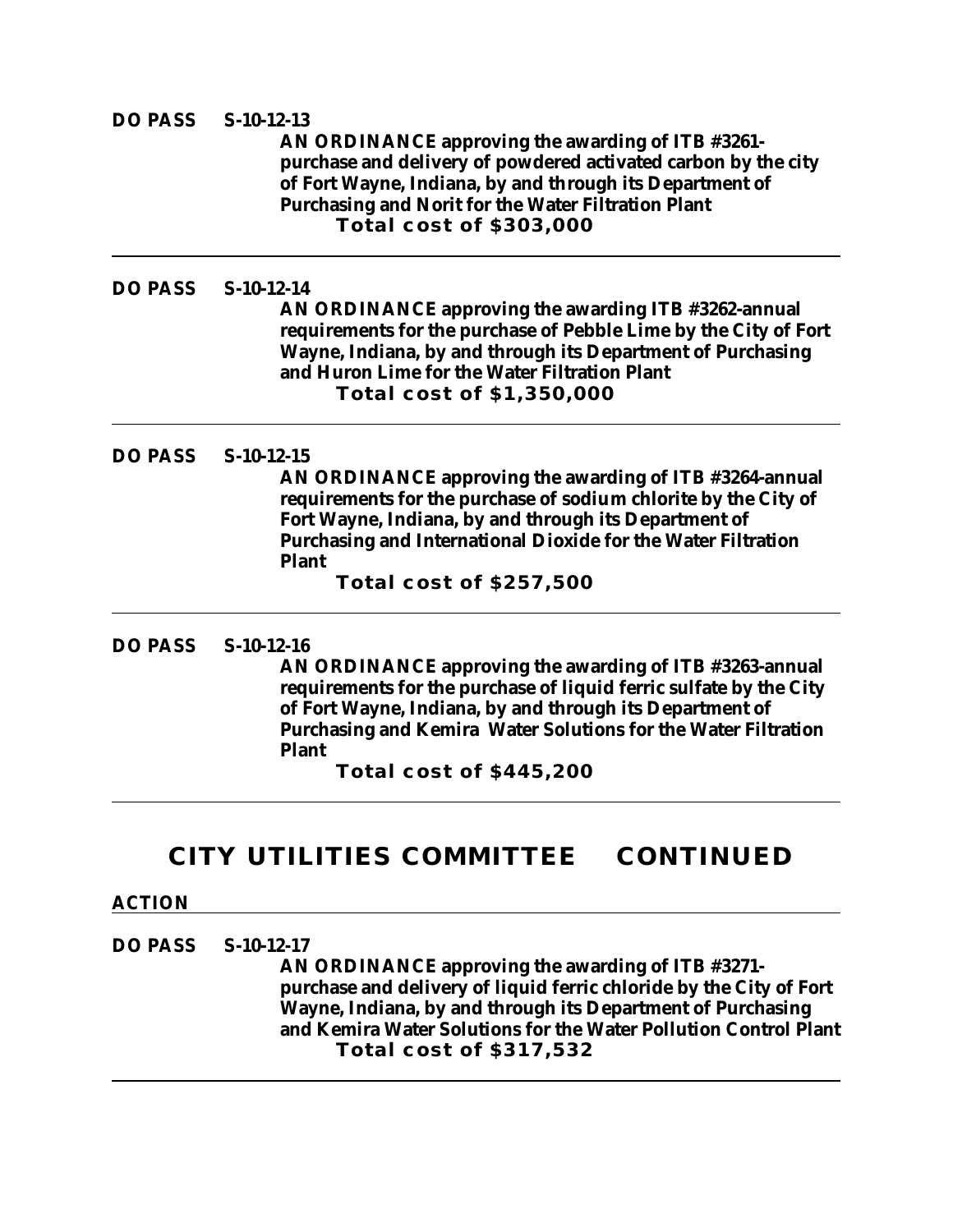**DO PASS** **S-10-12-13**

**AN ORDINANCE approving the awarding of ITB #3261-purchase and delivery of powdered activated carbon by the city of Fort Wayne, Indiana, by and through its Department of Purchasing and Norit for the Water Filtration Plant**

**Total cost of $303,000**

---

**DO PASS** **S-10-12-14**

**AN ORDINANCE approving the awarding ITB #3262-annual requirements for the purchase of Pebble Lime by the City of Fort Wayne, Indiana, by and through its Department of Purchasing and Huron Lime for the Water Filtration Plant**

**Total cost of $1,350,000**

---

**DO PASS** **S-10-12-15**

**AN ORDINANCE approving the awarding of ITB #3264-annual requirements for the purchase of sodium chlorite by the City of Fort Wayne, Indiana, by and through its Department of Purchasing and International Dioxide for the Water Filtration Plant**

**Total cost of $257,500**

---

**DO PASS** **S-10-12-16**

**AN ORDINANCE approving the awarding of ITB #3263-annual requirements for the purchase of liquid ferric sulfate by the City of Fort Wayne, Indiana, by and through its Department of Purchasing and Kemira Water Solutions for the Water Filtration Plant**

**Total cost of $445,200**

---

## CITY UTILITIES COMMITTEE CONTINUED

**ACTION**

---

**DO PASS** **S-10-12-17**

**AN ORDINANCE approving the awarding of ITB #3271-purchase and delivery of liquid ferric chloride by the City of Fort Wayne, Indiana, by and through its Department of Purchasing and Kemira Water Solutions for the Water Pollution Control Plant**

**Total cost of $317,532**

---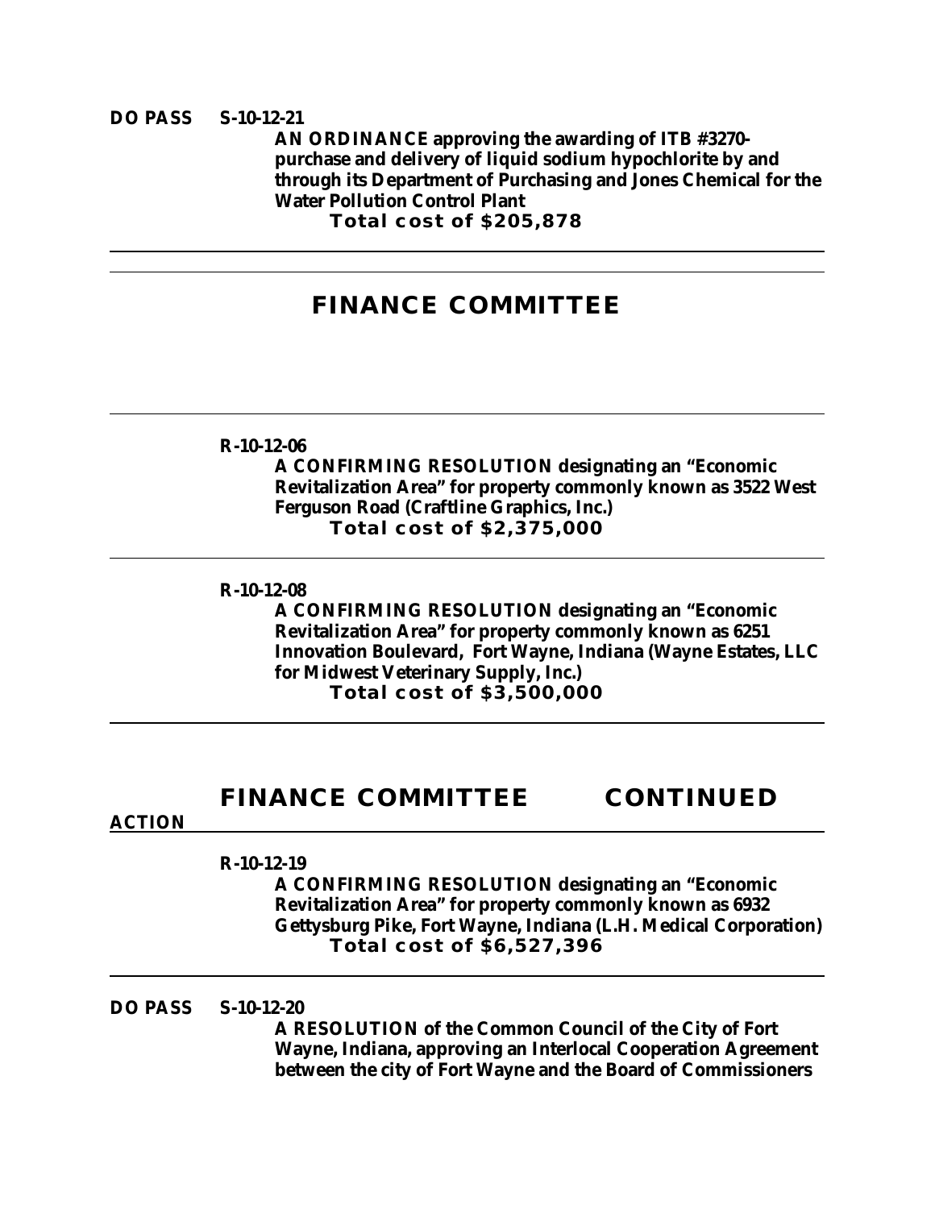**DO PASS** **S-10-12-21**

**AN ORDINANCE approving the awarding of ITB #3270-purchase and delivery of liquid sodium hypochlorite by and through its Department of Purchasing and Jones Chemical for the Water Pollution Control Plant**

**Total cost of $205,878**

---

## FINANCE COMMITTEE

---

**R-10-12-06**

**A CONFIRMING RESOLUTION designating an "Economic Revitalization Area" for property commonly known as 3522 West Ferguson Road (Craftline Graphics, Inc.)**

**Total cost of $2,375,000**

---

**R-10-12-08**

**A CONFIRMING RESOLUTION designating an "Economic Revitalization Area" for property commonly known as 6251 Innovation Boulevard, Fort Wayne, Indiana (Wayne Estates, LLC for Midwest Veterinary Supply, Inc.)**

**Total cost of $3,500,000**

---

## FINANCE COMMITTEE CONTINUED

**ACTION**

---

**R-10-12-19**

**A CONFIRMING RESOLUTION designating an "Economic Revitalization Area" for property commonly known as 6932 Gettysburg Pike, Fort Wayne, Indiana (L.H. Medical Corporation)**

**Total cost of $6,527,396**

---

**DO PASS** **S-10-12-20**

**A RESOLUTION of the Common Council of the City of Fort Wayne, Indiana, approving an Interlocal Cooperation Agreement between the city of Fort Wayne and the Board of Commissioners**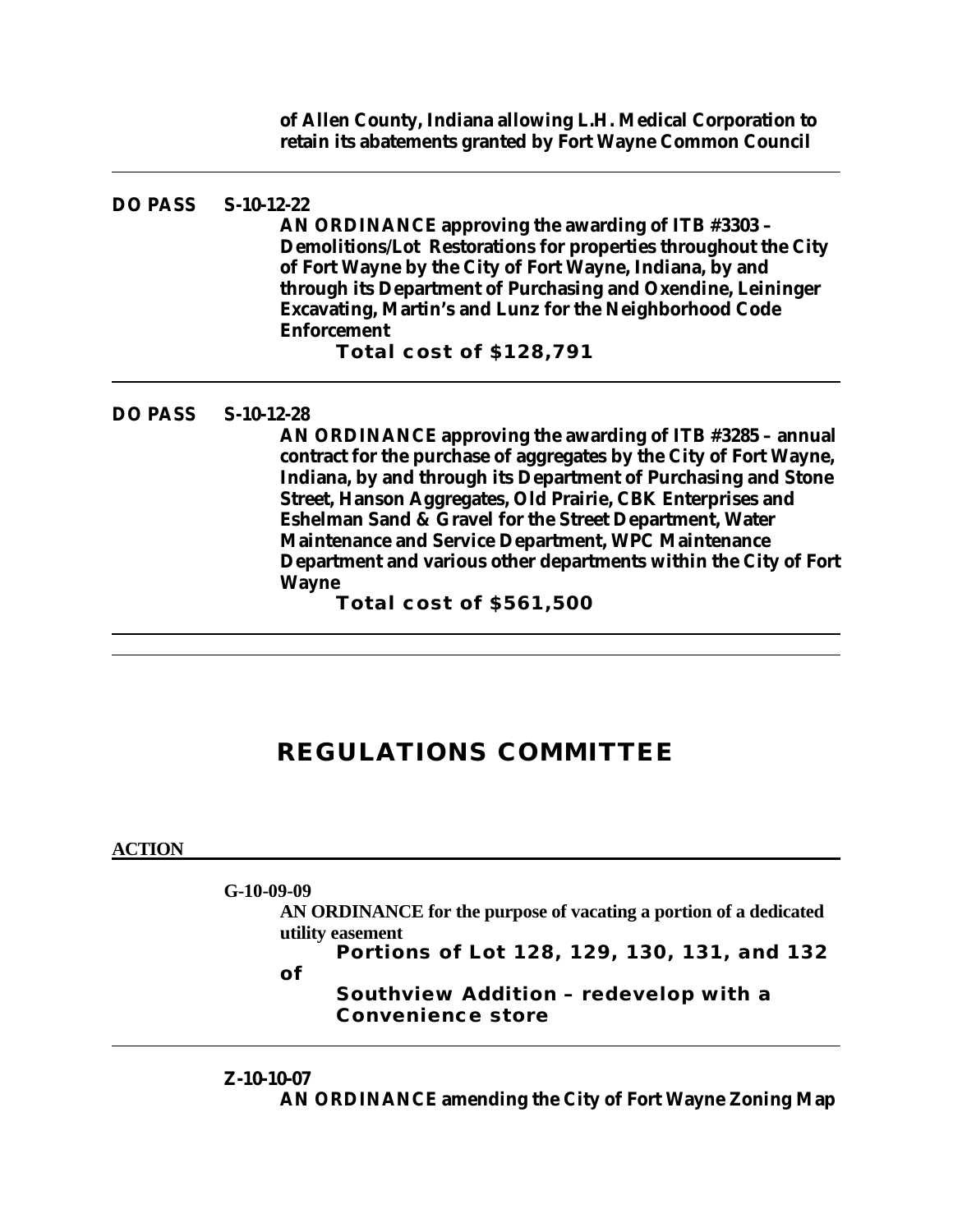**of Allen County, Indiana allowing L.H. Medical Corporation to retain its abatements granted by Fort Wayne Common Council**

---

**DO PASS** **S-10-12-22**

**AN ORDINANCE approving the awarding of ITB #3303 – Demolitions/Lot Restorations for properties throughout the City of Fort Wayne by the City of Fort Wayne, Indiana, by and through its Department of Purchasing and Oxendine, Leininger Excavating, Martin's and Lunz for the Neighborhood Code Enforcement**

**Total cost of $128,791**

---

**DO PASS** **S-10-12-28**

**AN ORDINANCE approving the awarding of ITB #3285 – annual contract for the purchase of aggregates by the City of Fort Wayne, Indiana, by and through its Department of Purchasing and Stone Street, Hanson Aggregates, Old Prairie, CBK Enterprises and Eshelman Sand & Gravel for the Street Department, Water Maintenance and Service Department, WPC Maintenance Department and various other departments within the City of Fort Wayne**

**Total cost of $561,500**

---

## REGULATIONS COMMITTEE

**ACTION**

---

**G-10-09-09**

**AN ORDINANCE for the purpose of vacating a portion of a dedicated utility easement**

**Portions of Lot 128, 129, 130, 131, and 132 of Southview Addition – redevelop with a Convenience store**

---

**Z-10-10-07**

**AN ORDINANCE amending the City of Fort Wayne Zoning Map**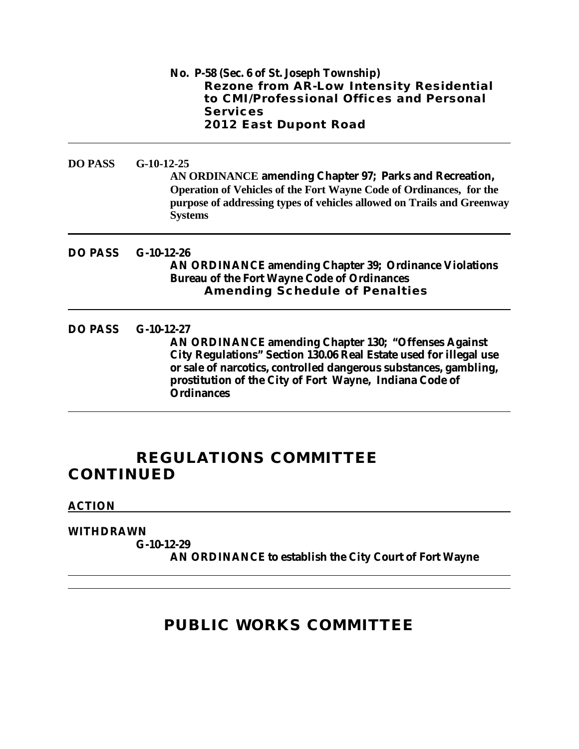**No. P-58 (Sec. 6 of St. Joseph Township)**
**Rezone from AR-Low Intensity Residential to CMI/Professional Offices and Personal Services**
**2012 East Dupont Road**

---

**DO PASS** **G-10-12-25**
**AN ORDINANCE amending Chapter 97; Parks and Recreation, Operation of Vehicles of the Fort Wayne Code of Ordinances, for the purpose of addressing types of vehicles allowed on Trails and Greenway Systems**

---

**DO PASS** **G-10-12-26**
**AN ORDINANCE amending Chapter 39; Ordinance Violations Bureau of the Fort Wayne Code of Ordinances**
**Amending Schedule of Penalties**

---

**DO PASS** **G-10-12-27**
**AN ORDINANCE amending Chapter 130; "Offenses Against City Regulations" Section 130.06 Real Estate used for illegal use or sale of narcotics, controlled dangerous substances, gambling, prostitution of the City of Fort Wayne, Indiana Code of Ordinances**

---

## REGULATIONS COMMITTEE CONTINUED

**ACTION**

---

**WITHDRAWN**
**G-10-12-29**
**AN ORDINANCE to establish the City Court of Fort Wayne**

---

## PUBLIC WORKS COMMITTEE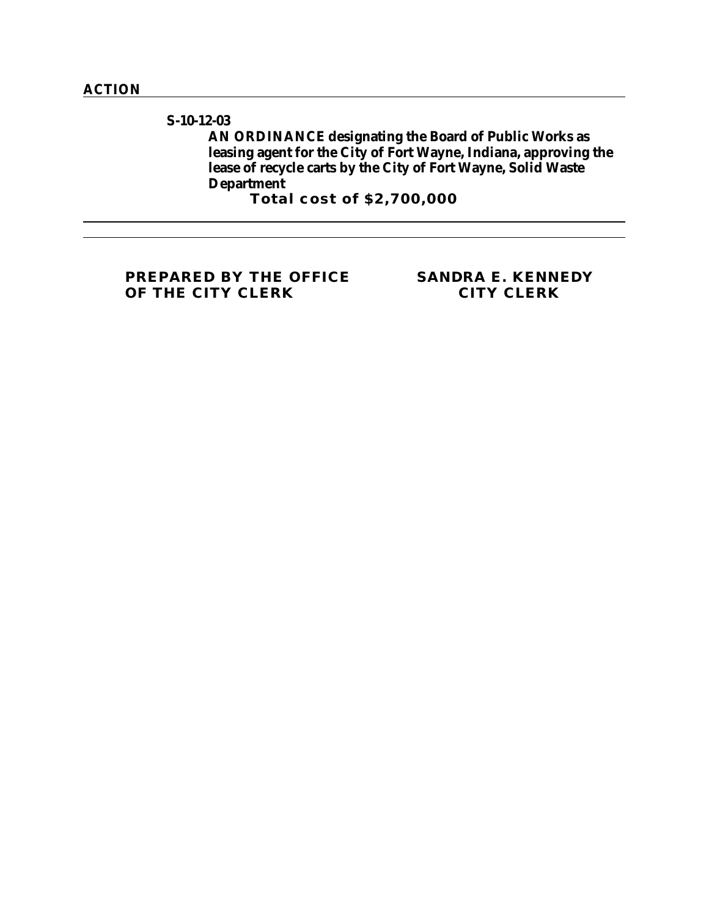## ACTION

**S-10-12-03**

**AN ORDINANCE designating the Board of Public Works as leasing agent for the City of Fort Wayne, Indiana, approving the lease of recycle carts by the City of Fort Wayne, Solid Waste Department**

**Total cost of $2,700,000**

---

**PREPARED BY THE OFFICE OF THE CITY CLERK**

**SANDRA E. KENNEDY CITY CLERK**